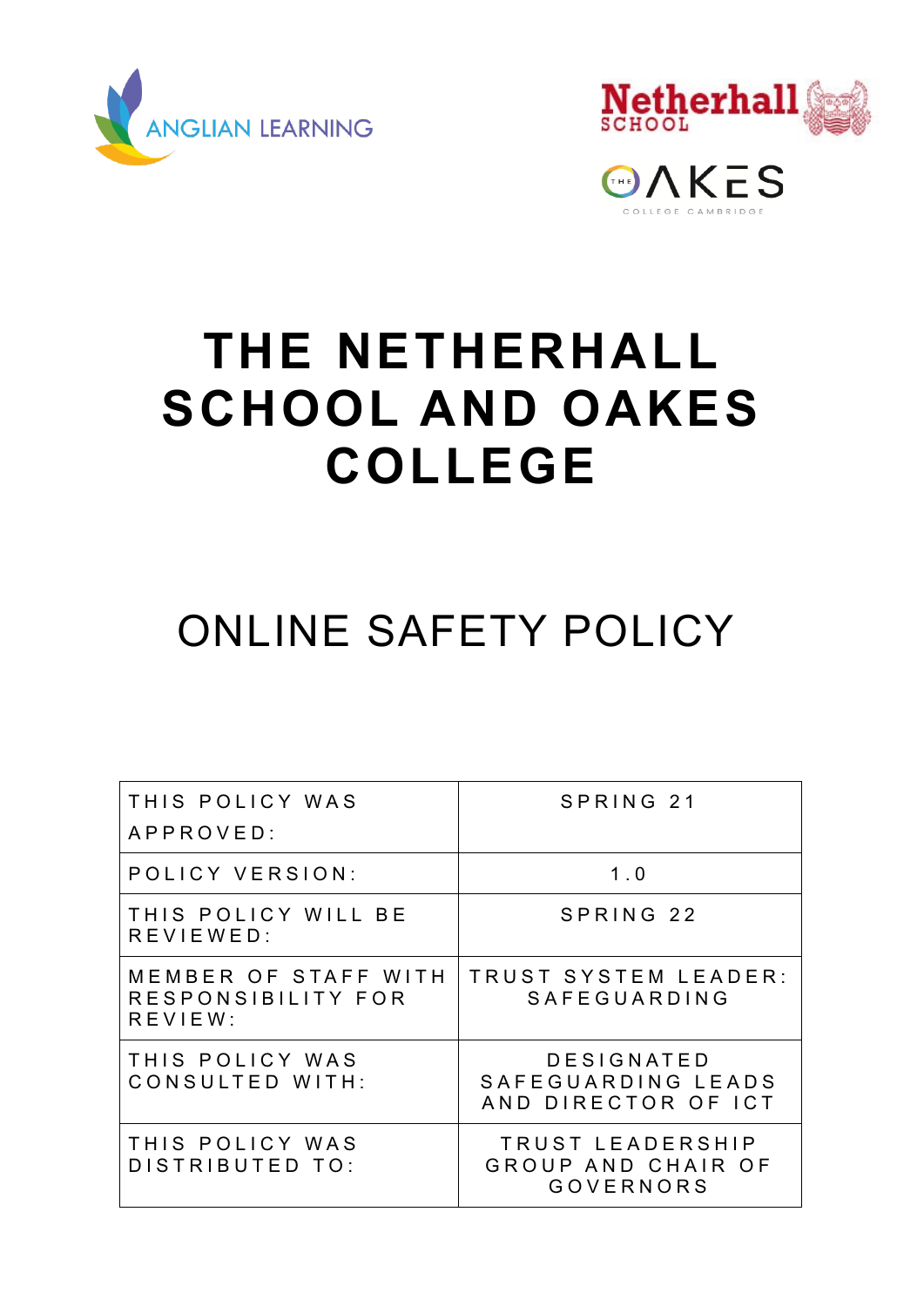ANGLIAN LEARNING

Netherhall SCHOOL

THE OAKES COLLEGE CAMBRIDGE

# THE NETHERHALL SCHOOL AND OAKES COLLEGE

# ONLINE SAFETY POLICY

| | |
|---|---|
| THIS POLICY WAS APPROVED: | SPRING 21 |
| POLICY VERSION: | 1.0 |
| THIS POLICY WILL BE REVIEWED: | SPRING 22 |
| MEMBER OF STAFF WITH RESPONSIBILITY FOR REVIEW: | TRUST SYSTEM LEADER: SAFEGUARDING |
| THIS POLICY WAS CONSULTED WITH: | DESIGNATED SAFEGUARDING LEADS AND DIRECTOR OF ICT |
| THIS POLICY WAS DISTRIBUTED TO: | TRUST LEADERSHIP GROUP AND CHAIR OF GOVERNORS |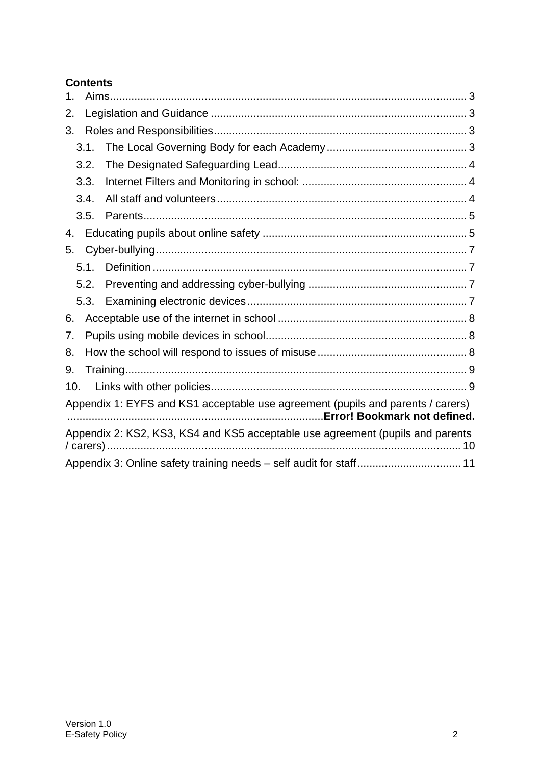**Contents**

1. Aims .......................................................................................................... 3
2. Legislation and Guidance ........................................................................ 3
3. Roles and Responsibilities ....................................................................... 3
   - 3.1. The Local Governing Body for each Academy .................................. 3
   - 3.2. The Designated Safeguarding Lead ................................................... 4
   - 3.3. Internet Filters and Monitoring in school: .......................................... 4
   - 3.4. All staff and volunteers ....................................................................... 4
   - 3.5. Parents ................................................................................................. 5
4. Educating pupils about online safety ....................................................... 5
5. Cyber-bullying ............................................................................................ 7
   - 5.1. Definition .............................................................................................. 7
   - 5.2. Preventing and addressing cyber-bullying ......................................... 7
   - 5.3. Examining electronic devices .............................................................. 7
6. Acceptable use of the internet in school .................................................. 8
7. Pupils using mobile devices in school ...................................................... 8
8. How the school will respond to issues of misuse .................................... 8
9. Training ....................................................................................................... 9
10. Links with other policies ........................................................................... 9

Appendix 1: EYFS and KS1 acceptable use agreement (pupils and parents / carers) ........................................................................ **Error! Bookmark not defined.**

Appendix 2: KS2, KS3, KS4 and KS5 acceptable use agreement (pupils and parents / carers) ..................................................................................................... 10

Appendix 3: Online safety training needs – self audit for staff .......................... 11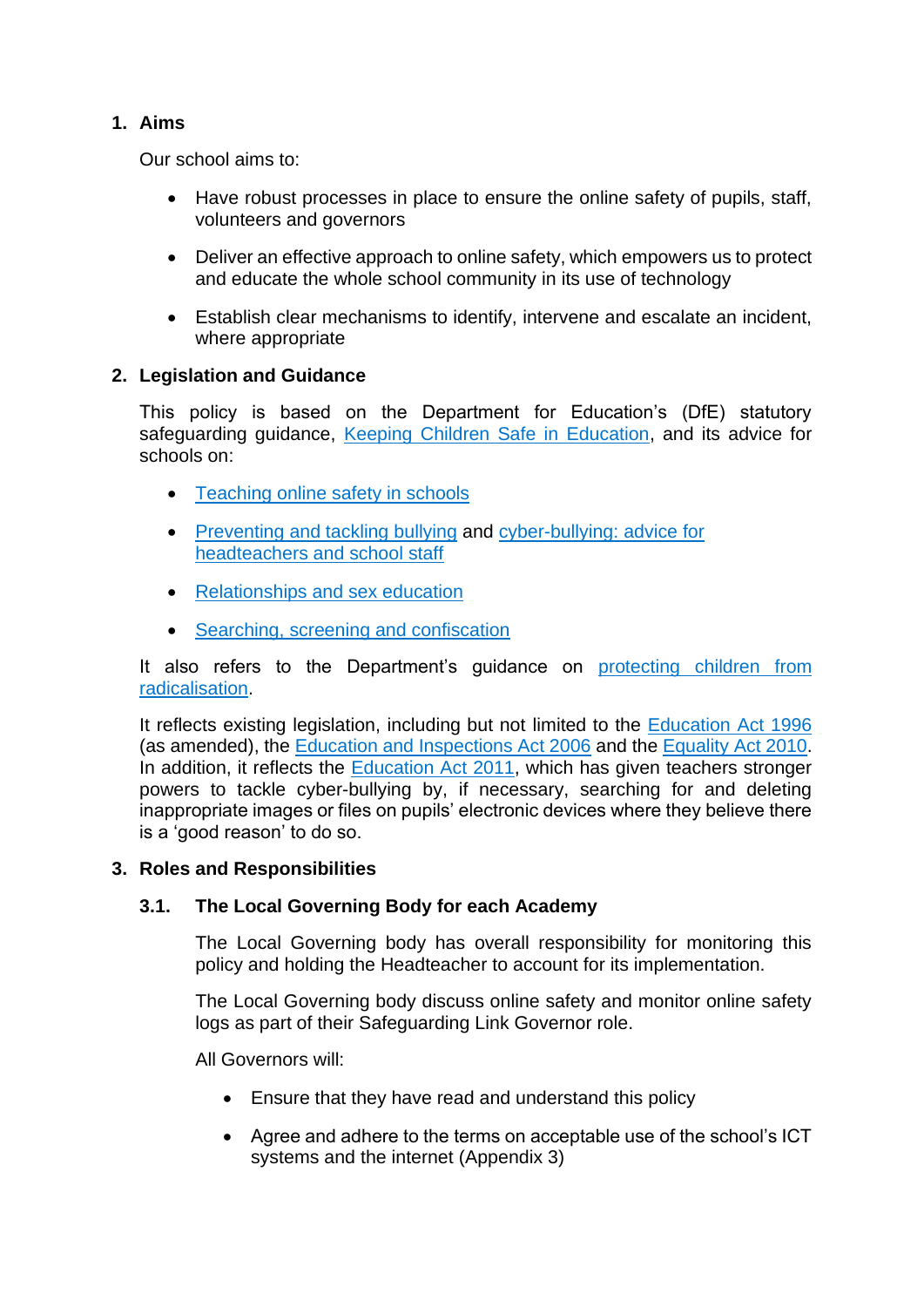## 1. Aims

Our school aims to:

- Have robust processes in place to ensure the online safety of pupils, staff, volunteers and governors
- Deliver an effective approach to online safety, which empowers us to protect and educate the whole school community in its use of technology
- Establish clear mechanisms to identify, intervene and escalate an incident, where appropriate

## 2. Legislation and Guidance

This policy is based on the Department for Education's (DfE) statutory safeguarding guidance, Keeping Children Safe in Education, and its advice for schools on:

- Teaching online safety in schools
- Preventing and tackling bullying and cyber-bullying: advice for headteachers and school staff
- Relationships and sex education
- Searching, screening and confiscation

It also refers to the Department's guidance on protecting children from radicalisation.

It reflects existing legislation, including but not limited to the Education Act 1996 (as amended), the Education and Inspections Act 2006 and the Equality Act 2010. In addition, it reflects the Education Act 2011, which has given teachers stronger powers to tackle cyber-bullying by, if necessary, searching for and deleting inappropriate images or files on pupils' electronic devices where they believe there is a 'good reason' to do so.

## 3. Roles and Responsibilities

### 3.1. The Local Governing Body for each Academy

The Local Governing body has overall responsibility for monitoring this policy and holding the Headteacher to account for its implementation.

The Local Governing body discuss online safety and monitor online safety logs as part of their Safeguarding Link Governor role.

All Governors will:

- Ensure that they have read and understand this policy
- Agree and adhere to the terms on acceptable use of the school's ICT systems and the internet (Appendix 3)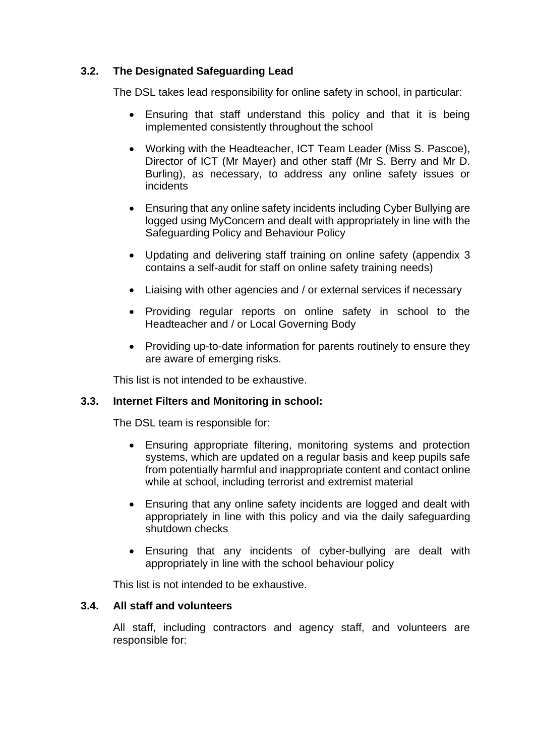### 3.2. The Designated Safeguarding Lead

The DSL takes lead responsibility for online safety in school, in particular:

- Ensuring that staff understand this policy and that it is being implemented consistently throughout the school
- Working with the Headteacher, ICT Team Leader (Miss S. Pascoe), Director of ICT (Mr Mayer) and other staff (Mr S. Berry and Mr D. Burling), as necessary, to address any online safety issues or incidents
- Ensuring that any online safety incidents including Cyber Bullying are logged using MyConcern and dealt with appropriately in line with the Safeguarding Policy and Behaviour Policy
- Updating and delivering staff training on online safety (appendix 3 contains a self-audit for staff on online safety training needs)
- Liaising with other agencies and / or external services if necessary
- Providing regular reports on online safety in school to the Headteacher and / or Local Governing Body
- Providing up-to-date information for parents routinely to ensure they are aware of emerging risks.

This list is not intended to be exhaustive.

### 3.3. Internet Filters and Monitoring in school:

The DSL team is responsible for:

- Ensuring appropriate filtering, monitoring systems and protection systems, which are updated on a regular basis and keep pupils safe from potentially harmful and inappropriate content and contact online while at school, including terrorist and extremist material
- Ensuring that any online safety incidents are logged and dealt with appropriately in line with this policy and via the daily safeguarding shutdown checks
- Ensuring that any incidents of cyber-bullying are dealt with appropriately in line with the school behaviour policy

This list is not intended to be exhaustive.

### 3.4. All staff and volunteers

All staff, including contractors and agency staff, and volunteers are responsible for: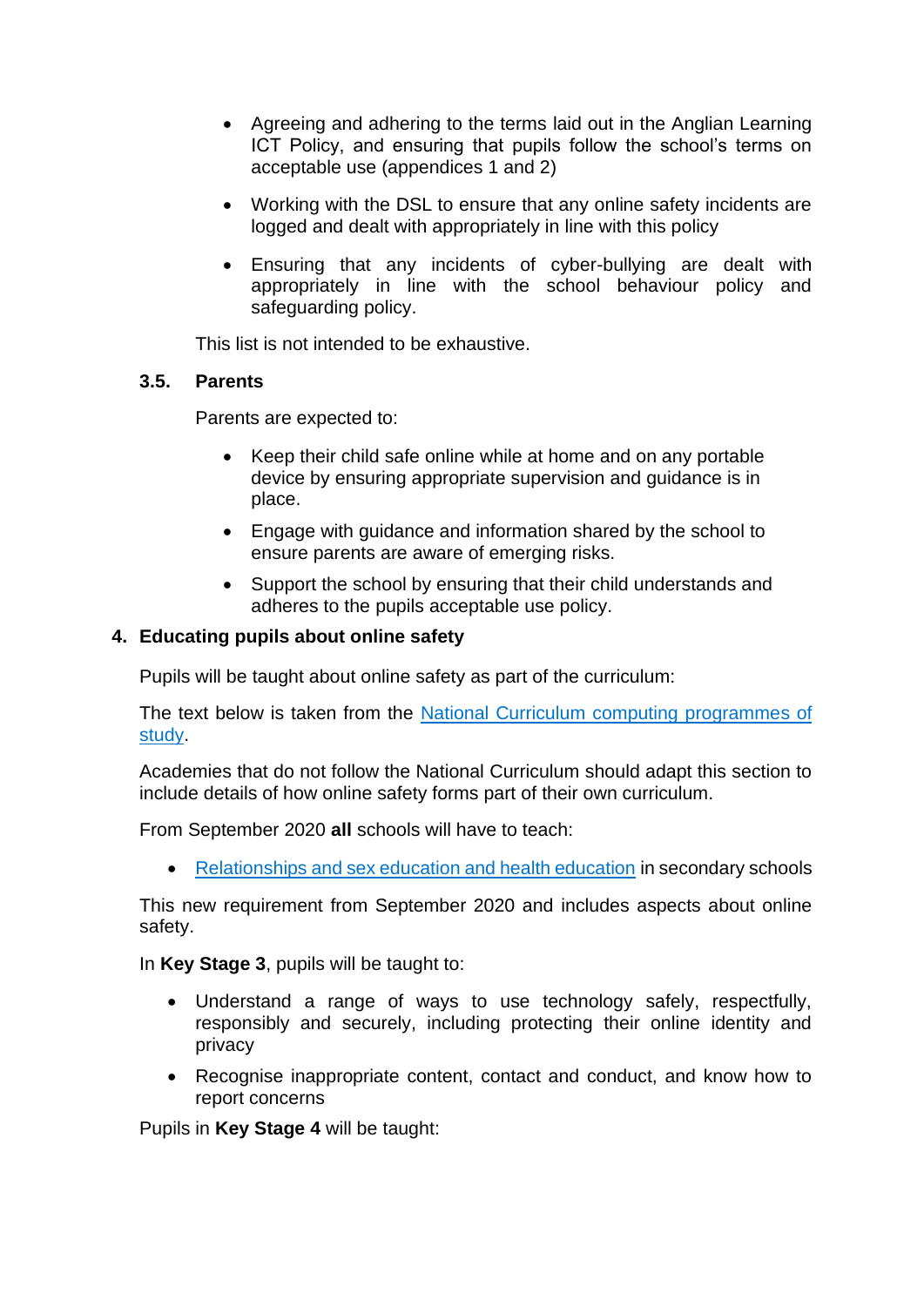- Agreeing and adhering to the terms laid out in the Anglian Learning ICT Policy, and ensuring that pupils follow the school's terms on acceptable use (appendices 1 and 2)
- Working with the DSL to ensure that any online safety incidents are logged and dealt with appropriately in line with this policy
- Ensuring that any incidents of cyber-bullying are dealt with appropriately in line with the school behaviour policy and safeguarding policy.

This list is not intended to be exhaustive.

### 3.5. Parents

Parents are expected to:

- Keep their child safe online while at home and on any portable device by ensuring appropriate supervision and guidance is in place.
- Engage with guidance and information shared by the school to ensure parents are aware of emerging risks.
- Support the school by ensuring that their child understands and adheres to the pupils acceptable use policy.

## 4. Educating pupils about online safety

Pupils will be taught about online safety as part of the curriculum:

The text below is taken from the National Curriculum computing programmes of study.

Academies that do not follow the National Curriculum should adapt this section to include details of how online safety forms part of their own curriculum.

From September 2020 **all** schools will have to teach:

- Relationships and sex education and health education in secondary schools

This new requirement from September 2020 and includes aspects about online safety.

In **Key Stage 3**, pupils will be taught to:

- Understand a range of ways to use technology safely, respectfully, responsibly and securely, including protecting their online identity and privacy
- Recognise inappropriate content, contact and conduct, and know how to report concerns

Pupils in **Key Stage 4** will be taught: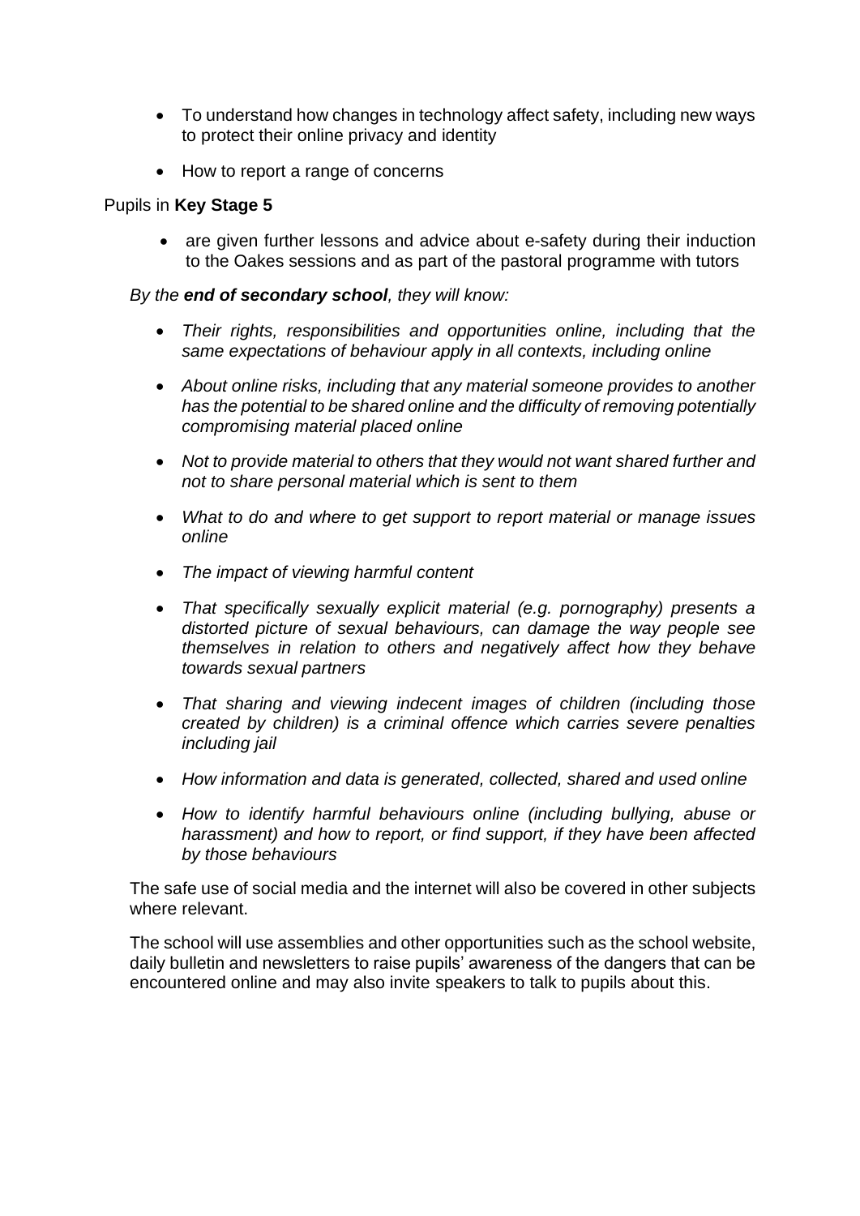- To understand how changes in technology affect safety, including new ways to protect their online privacy and identity
- How to report a range of concerns

Pupils in **Key Stage 5**

- are given further lessons and advice about e-safety during their induction to the Oakes sessions and as part of the pastoral programme with tutors

*By the **end of secondary school**, they will know:*

- *Their rights, responsibilities and opportunities online, including that the same expectations of behaviour apply in all contexts, including online*
- *About online risks, including that any material someone provides to another has the potential to be shared online and the difficulty of removing potentially compromising material placed online*
- *Not to provide material to others that they would not want shared further and not to share personal material which is sent to them*
- *What to do and where to get support to report material or manage issues online*
- *The impact of viewing harmful content*
- *That specifically sexually explicit material (e.g. pornography) presents a distorted picture of sexual behaviours, can damage the way people see themselves in relation to others and negatively affect how they behave towards sexual partners*
- *That sharing and viewing indecent images of children (including those created by children) is a criminal offence which carries severe penalties including jail*
- *How information and data is generated, collected, shared and used online*
- *How to identify harmful behaviours online (including bullying, abuse or harassment) and how to report, or find support, if they have been affected by those behaviours*

The safe use of social media and the internet will also be covered in other subjects where relevant.

The school will use assemblies and other opportunities such as the school website, daily bulletin and newsletters to raise pupils' awareness of the dangers that can be encountered online and may also invite speakers to talk to pupils about this.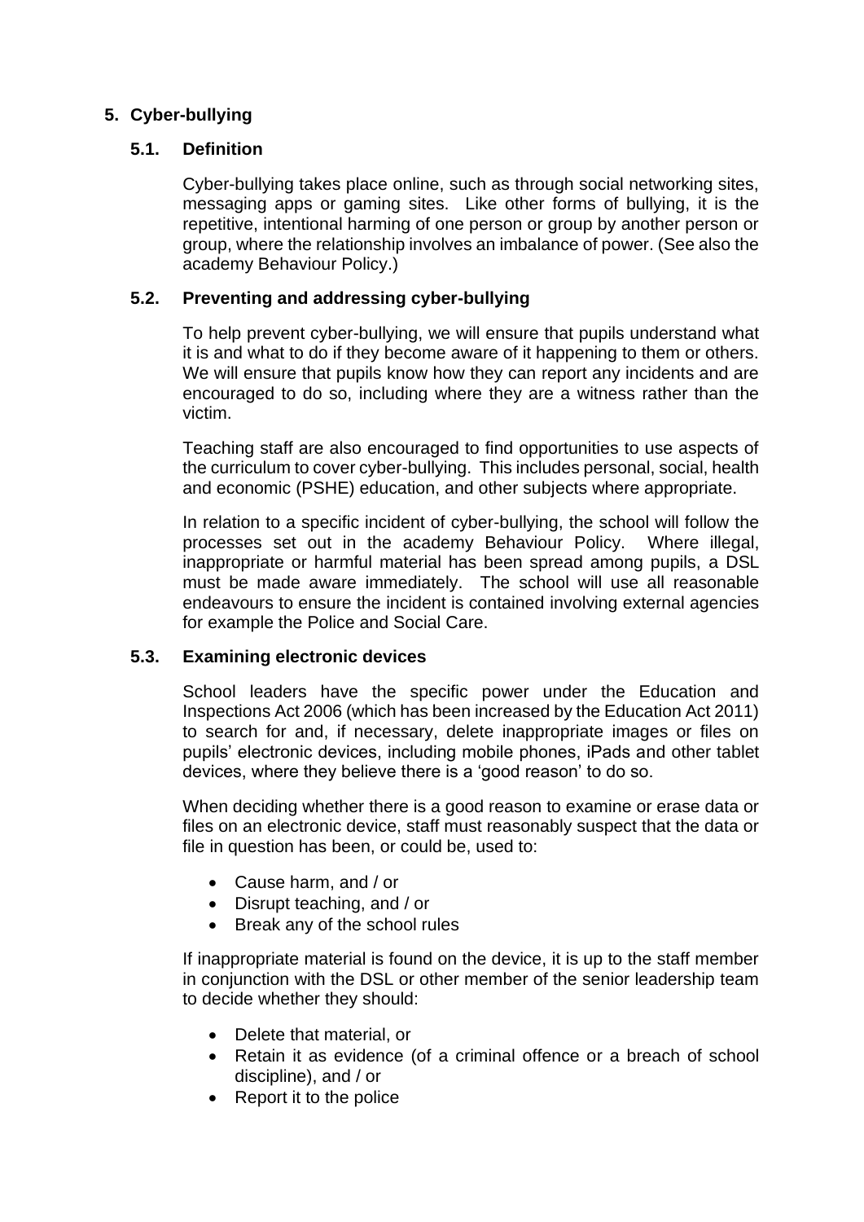## 5. Cyber-bullying

### 5.1. Definition

Cyber-bullying takes place online, such as through social networking sites, messaging apps or gaming sites. Like other forms of bullying, it is the repetitive, intentional harming of one person or group by another person or group, where the relationship involves an imbalance of power. (See also the academy Behaviour Policy.)

### 5.2. Preventing and addressing cyber-bullying

To help prevent cyber-bullying, we will ensure that pupils understand what it is and what to do if they become aware of it happening to them or others. We will ensure that pupils know how they can report any incidents and are encouraged to do so, including where they are a witness rather than the victim.

Teaching staff are also encouraged to find opportunities to use aspects of the curriculum to cover cyber-bullying. This includes personal, social, health and economic (PSHE) education, and other subjects where appropriate.

In relation to a specific incident of cyber-bullying, the school will follow the processes set out in the academy Behaviour Policy. Where illegal, inappropriate or harmful material has been spread among pupils, a DSL must be made aware immediately. The school will use all reasonable endeavours to ensure the incident is contained involving external agencies for example the Police and Social Care.

### 5.3. Examining electronic devices

School leaders have the specific power under the Education and Inspections Act 2006 (which has been increased by the Education Act 2011) to search for and, if necessary, delete inappropriate images or files on pupils' electronic devices, including mobile phones, iPads and other tablet devices, where they believe there is a 'good reason' to do so.

When deciding whether there is a good reason to examine or erase data or files on an electronic device, staff must reasonably suspect that the data or file in question has been, or could be, used to:

- Cause harm, and / or
- Disrupt teaching, and / or
- Break any of the school rules

If inappropriate material is found on the device, it is up to the staff member in conjunction with the DSL or other member of the senior leadership team to decide whether they should:

- Delete that material, or
- Retain it as evidence (of a criminal offence or a breach of school discipline), and / or
- Report it to the police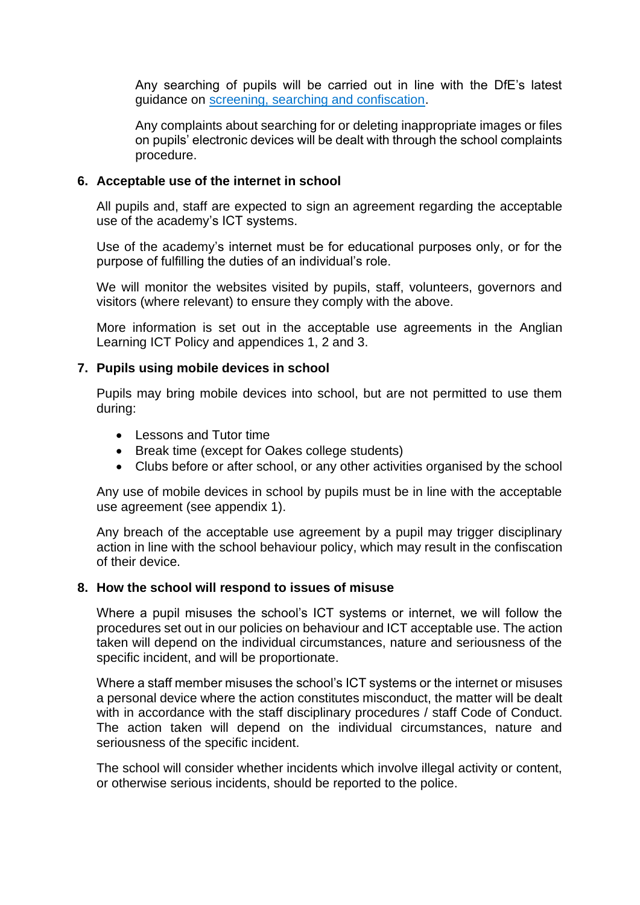Any searching of pupils will be carried out in line with the DfE's latest guidance on [screening, searching and confiscation](screening, searching and confiscation).

Any complaints about searching for or deleting inappropriate images or files on pupils' electronic devices will be dealt with through the school complaints procedure.

## 6. Acceptable use of the internet in school

All pupils and, staff are expected to sign an agreement regarding the acceptable use of the academy's ICT systems.

Use of the academy's internet must be for educational purposes only, or for the purpose of fulfilling the duties of an individual's role.

We will monitor the websites visited by pupils, staff, volunteers, governors and visitors (where relevant) to ensure they comply with the above.

More information is set out in the acceptable use agreements in the Anglian Learning ICT Policy and appendices 1, 2 and 3.

## 7. Pupils using mobile devices in school

Pupils may bring mobile devices into school, but are not permitted to use them during:

- Lessons and Tutor time
- Break time (except for Oakes college students)
- Clubs before or after school, or any other activities organised by the school

Any use of mobile devices in school by pupils must be in line with the acceptable use agreement (see appendix 1).

Any breach of the acceptable use agreement by a pupil may trigger disciplinary action in line with the school behaviour policy, which may result in the confiscation of their device.

## 8. How the school will respond to issues of misuse

Where a pupil misuses the school's ICT systems or internet, we will follow the procedures set out in our policies on behaviour and ICT acceptable use. The action taken will depend on the individual circumstances, nature and seriousness of the specific incident, and will be proportionate.

Where a staff member misuses the school's ICT systems or the internet or misuses a personal device where the action constitutes misconduct, the matter will be dealt with in accordance with the staff disciplinary procedures / staff Code of Conduct. The action taken will depend on the individual circumstances, nature and seriousness of the specific incident.

The school will consider whether incidents which involve illegal activity or content, or otherwise serious incidents, should be reported to the police.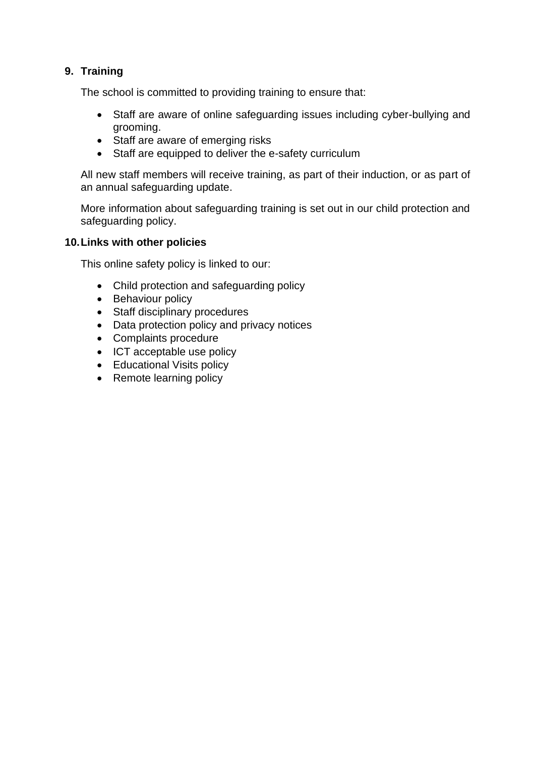## 9. Training

The school is committed to providing training to ensure that:

- Staff are aware of online safeguarding issues including cyber-bullying and grooming.
- Staff are aware of emerging risks
- Staff are equipped to deliver the e-safety curriculum

All new staff members will receive training, as part of their induction, or as part of an annual safeguarding update.

More information about safeguarding training is set out in our child protection and safeguarding policy.

## 10. Links with other policies

This online safety policy is linked to our:

- Child protection and safeguarding policy
- Behaviour policy
- Staff disciplinary procedures
- Data protection policy and privacy notices
- Complaints procedure
- ICT acceptable use policy
- Educational Visits policy
- Remote learning policy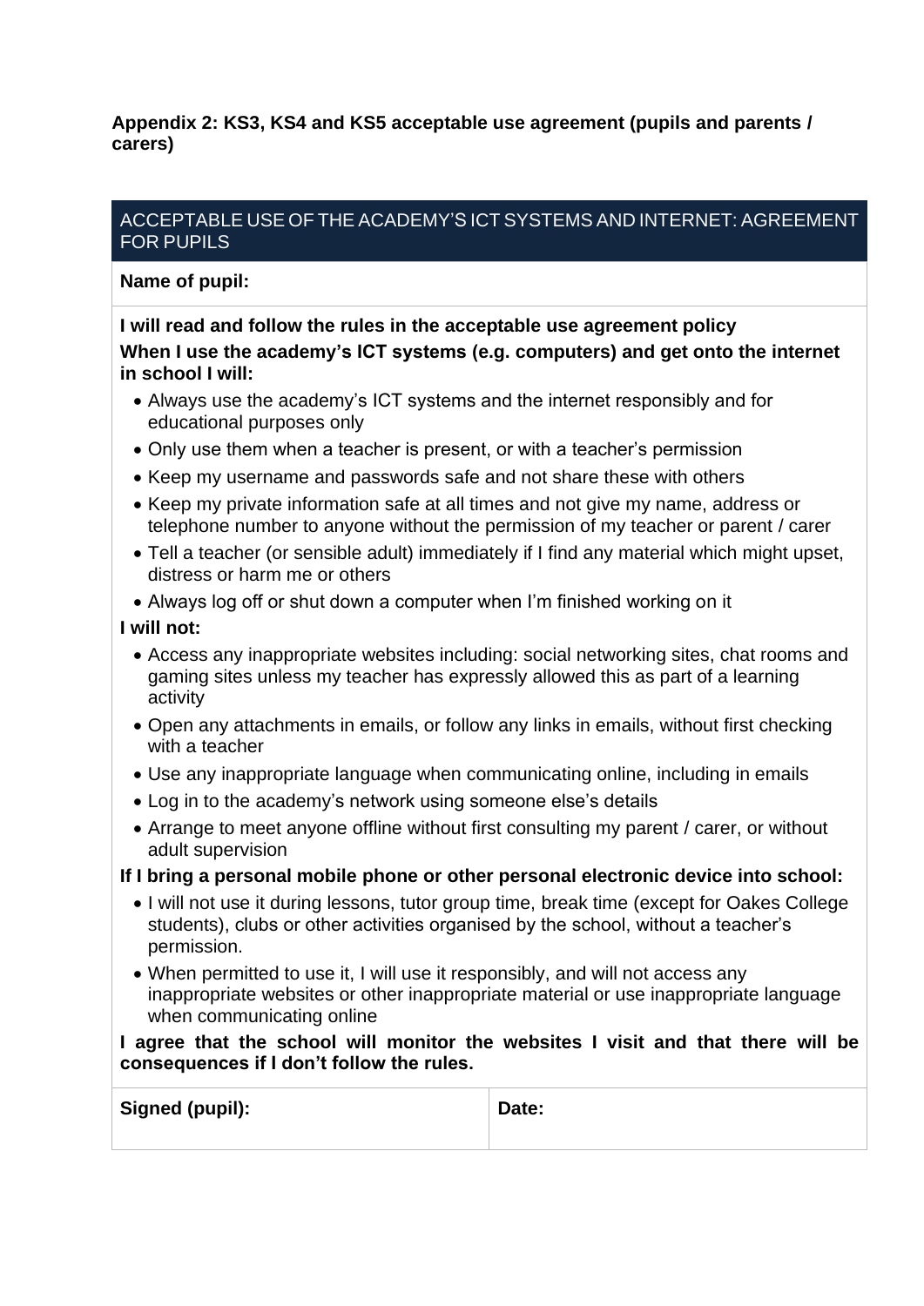**Appendix 2: KS3, KS4 and KS5 acceptable use agreement (pupils and parents / carers)**

| ACCEPTABLE USE OF THE ACADEMY'S ICT SYSTEMS AND INTERNET: AGREEMENT FOR PUPILS | |
|---|---|
| **Name of pupil:** | |
| **I will read and follow the rules in the acceptable use agreement policy**<br>**When I use the academy's ICT systems (e.g. computers) and get onto the internet in school I will:**<br>• Always use the academy's ICT systems and the internet responsibly and for educational purposes only<br>• Only use them when a teacher is present, or with a teacher's permission<br>• Keep my username and passwords safe and not share these with others<br>• Keep my private information safe at all times and not give my name, address or telephone number to anyone without the permission of my teacher or parent / carer<br>• Tell a teacher (or sensible adult) immediately if I find any material which might upset, distress or harm me or others<br>• Always log off or shut down a computer when I'm finished working on it<br>**I will not:**<br>• Access any inappropriate websites including: social networking sites, chat rooms and gaming sites unless my teacher has expressly allowed this as part of a learning activity<br>• Open any attachments in emails, or follow any links in emails, without first checking with a teacher<br>• Use any inappropriate language when communicating online, including in emails<br>• Log in to the academy's network using someone else's details<br>• Arrange to meet anyone offline without first consulting my parent / carer, or without adult supervision<br>**If I bring a personal mobile phone or other personal electronic device into school:**<br>• I will not use it during lessons, tutor group time, break time (except for Oakes College students), clubs or other activities organised by the school, without a teacher's permission.<br>• When permitted to use it, I will use it responsibly, and will not access any inappropriate websites or other inappropriate material or use inappropriate language when communicating online<br>**I agree that the school will monitor the websites I visit and that there will be consequences if I don't follow the rules.** | |
| **Signed (pupil):** | **Date:** |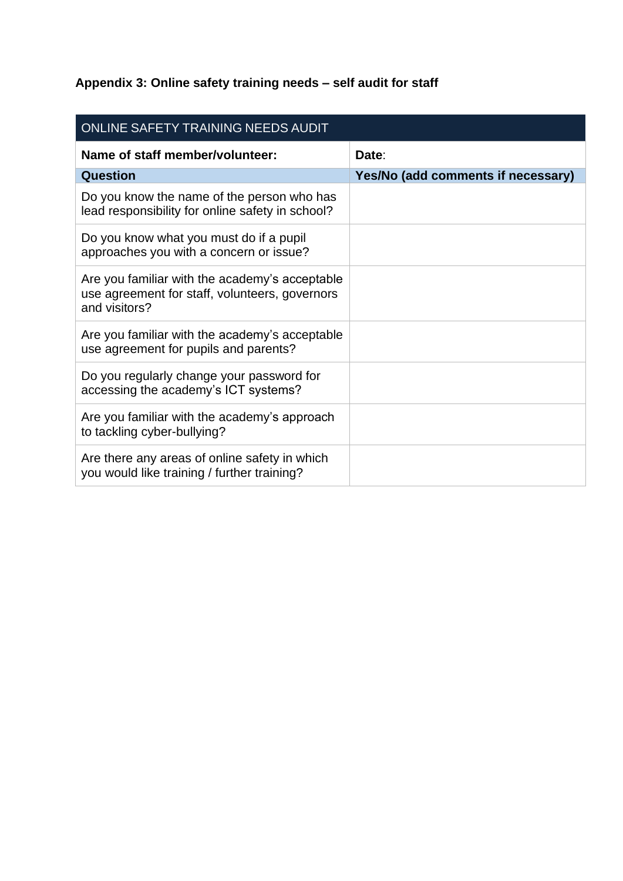**Appendix 3: Online safety training needs – self audit for staff**

| ONLINE SAFETY TRAINING NEEDS AUDIT | |
|---|---|
| **Name of staff member/volunteer:** | **Date**: |
| **Question** | **Yes/No (add comments if necessary)** |
| Do you know the name of the person who has lead responsibility for online safety in school? | |
| Do you know what you must do if a pupil approaches you with a concern or issue? | |
| Are you familiar with the academy's acceptable use agreement for staff, volunteers, governors and visitors? | |
| Are you familiar with the academy's acceptable use agreement for pupils and parents? | |
| Do you regularly change your password for accessing the academy's ICT systems? | |
| Are you familiar with the academy's approach to tackling cyber-bullying? | |
| Are there any areas of online safety in which you would like training / further training? | |